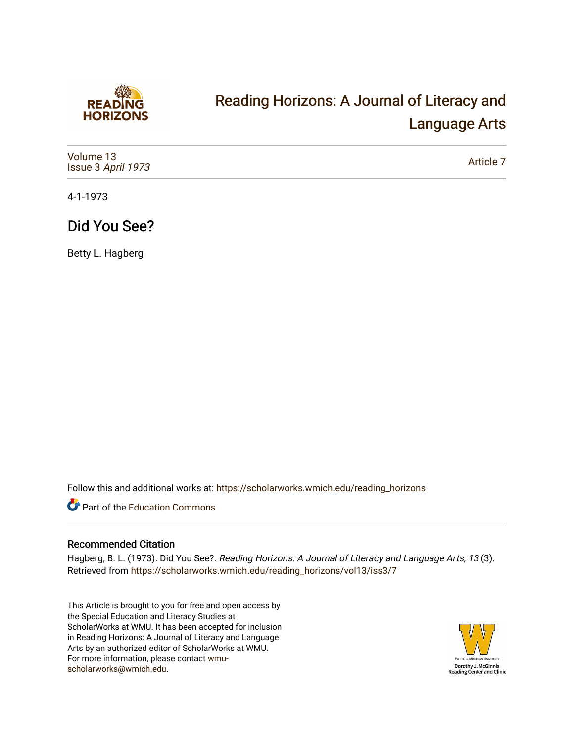Reading Horizons: A Journal of Literacy and Language Arts

Volume 13
Issue 3 *April 1973*

Article 7

4-1-1973

# Did You See?

Betty L. Hagberg

Follow this and additional works at: https://scholarworks.wmich.edu/reading_horizons

Part of the Education Commons

## Recommended Citation

Hagberg, B. L. (1973). Did You See?. *Reading Horizons: A Journal of Literacy and Language Arts, 13* (3). Retrieved from https://scholarworks.wmich.edu/reading_horizons/vol13/iss3/7

This Article is brought to you for free and open access by the Special Education and Literacy Studies at ScholarWorks at WMU. It has been accepted for inclusion in Reading Horizons: A Journal of Literacy and Language Arts by an authorized editor of ScholarWorks at WMU. For more information, please contact wmu-scholarworks@wmich.edu.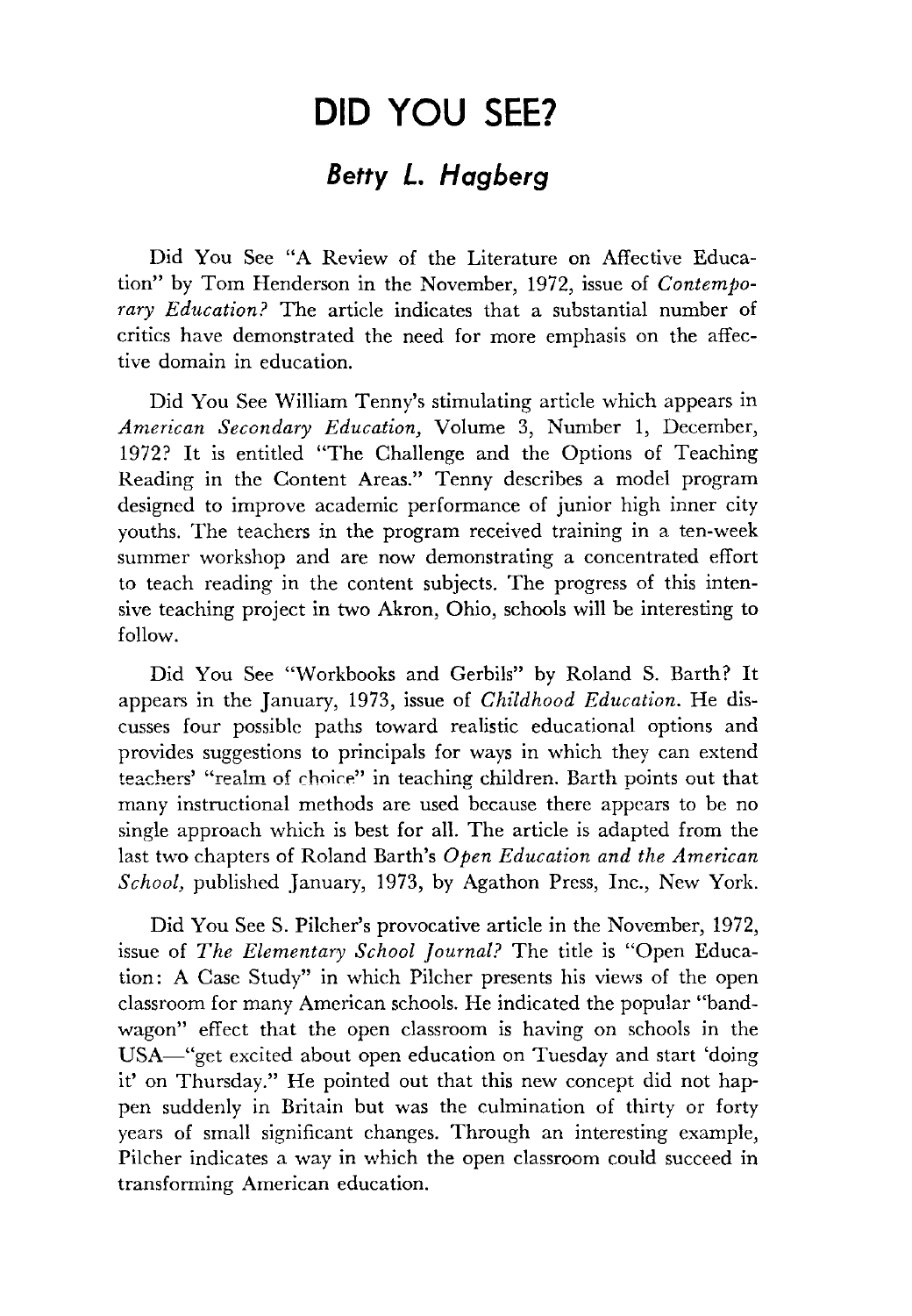# DID YOU SEE?

## *Betty L. Hagberg*

Did You See "A Review of the Literature on Affective Education" by Tom Henderson in the November, 1972, issue of *Contemporary Education?* The article indicates that a substantial number of critics have demonstrated the need for more emphasis on the affective domain in education.

Did You See William Tenny's stimulating article which appears in *American Secondary Education,* Volume 3, Number 1, December, 1972? It is entitled "The Challenge and the Options of Teaching Reading in the Content Areas." Tenny describes a model program designed to improve academic performance of junior high inner city youths. The teachers in the program received training in a ten-week summer workshop and are now demonstrating a concentrated effort to teach reading in the content subjects. The progress of this intensive teaching project in two Akron, Ohio, schools will be interesting to follow.

Did You See "Workbooks and Gerbils" by Roland S. Barth? It appears in the January, 1973, issue of *Childhood Education.* He discusses four possible paths toward realistic educational options and provides suggestions to principals for ways in which they can extend teachers' "realm of choice" in teaching children. Barth points out that many instructional methods are used because there appears to be no single approach which is best for all. The article is adapted from the last two chapters of Roland Barth's *Open Education and the American School,* published January, 1973, by Agathon Press, Inc., New York.

Did You See S. Pilcher's provocative article in the November, 1972, issue of *The Elementary School Journal?* The title is "Open Education: A Case Study" in which Pilcher presents his views of the open classroom for many American schools. He indicated the popular "bandwagon" effect that the open classroom is having on schools in the USA—"get excited about open education on Tuesday and start 'doing it' on Thursday." He pointed out that this new concept did not happen suddenly in Britain but was the culmination of thirty or forty years of small significant changes. Through an interesting example, Pilcher indicates a way in which the open classroom could succeed in transforming American education.